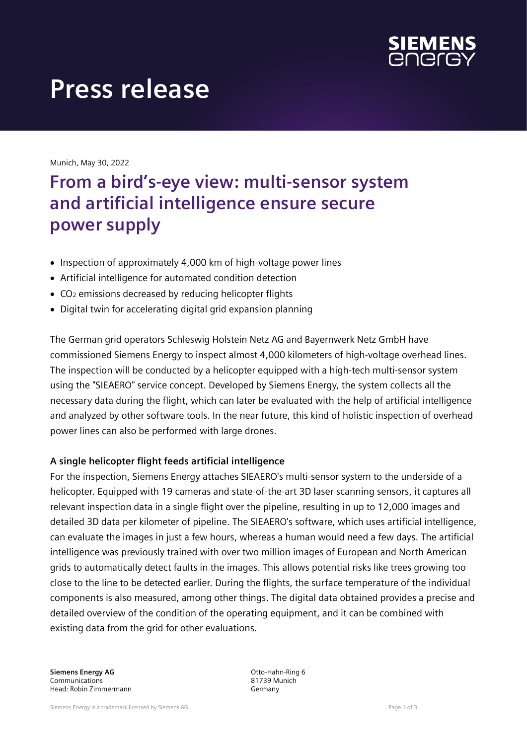# Press release

Munich, May 30, 2022

## From a bird's-eye view: multi-sensor system and artificial intelligence ensure secure power supply

- Inspection of approximately 4,000 km of high-voltage power lines
- Artificial intelligence for automated condition detection
- $CO_2$ emissions decreased by reducing helicopter flights
- Digital twin for accelerating digital grid expansion planning

The German grid operators Schleswig Holstein Netz AG and Bayernwerk Netz GmbH have commissioned Siemens Energy to inspect almost 4,000 kilometers of high-voltage overhead lines. The inspection will be conducted by a helicopter equipped with a high-tech multi-sensor system using the "SIEAERO" service concept. Developed by Siemens Energy, the system collects all the necessary data during the flight, which can later be evaluated with the help of artificial intelligence and analyzed by other software tools. In the near future, this kind of holistic inspection of overhead power lines can also be performed with large drones.

**A single helicopter flight feeds artificial intelligence**

For the inspection, Siemens Energy attaches SIEAERO's multi-sensor system to the underside of a helicopter. Equipped with 19 cameras and state-of-the-art 3D laser scanning sensors, it captures all relevant inspection data in a single flight over the pipeline, resulting in up to 12,000 images and detailed 3D data per kilometer of pipeline. The SIEAERO's software, which uses artificial intelligence, can evaluate the images in just a few hours, whereas a human would need a few days. The artificial intelligence was previously trained with over two million images of European and North American grids to automatically detect faults in the images. This allows potential risks like trees growing too close to the line to be detected earlier. During the flights, the surface temperature of the individual components is also measured, among other things. The digital data obtained provides a precise and detailed overview of the condition of the operating equipment, and it can be combined with existing data from the grid for other evaluations.

**Siemens Energy AG**
Communications
Head: Robin Zimmermann

Otto-Hahn-Ring 6
81739 Munich
Germany

Siemens Energy is a trademark licensed by Siemens AG.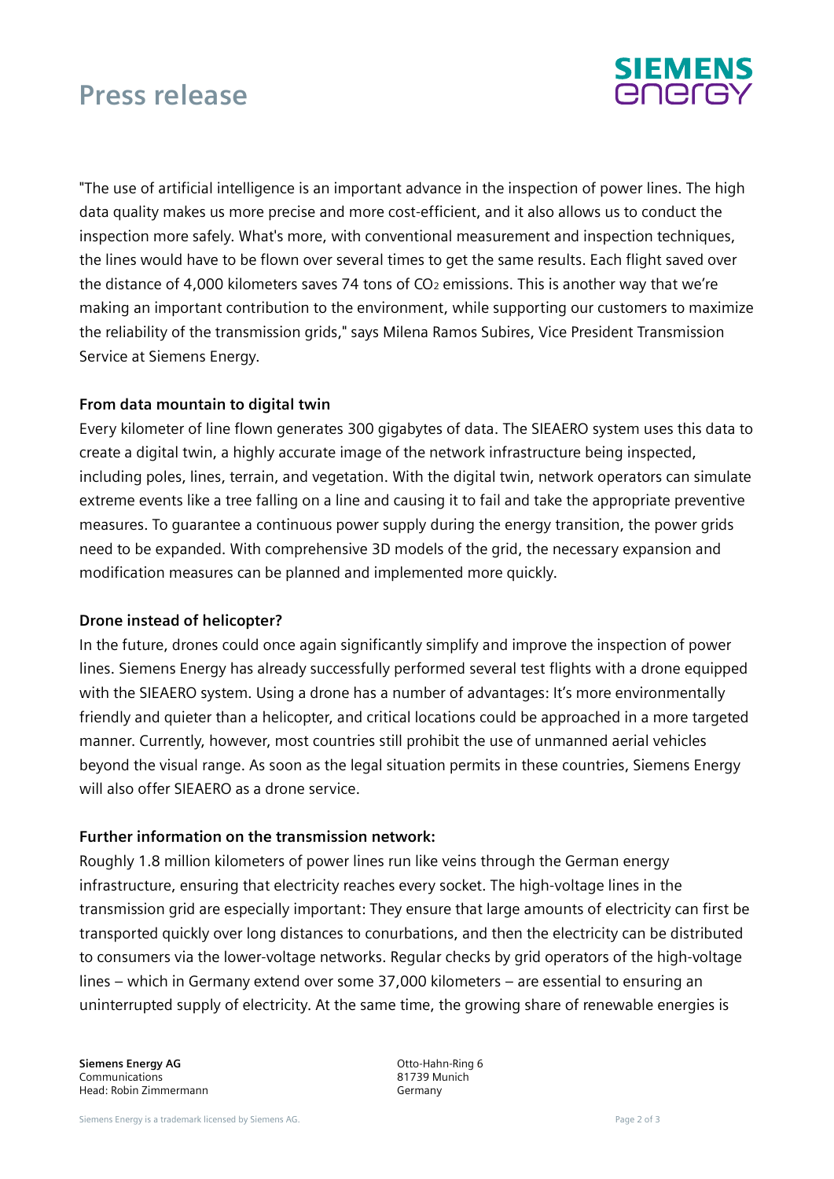"The use of artificial intelligence is an important advance in the inspection of power lines. The high data quality makes us more precise and more cost-efficient, and it also allows us to conduct the inspection more safely. What's more, with conventional measurement and inspection techniques, the lines would have to be flown over several times to get the same results. Each flight saved over the distance of 4,000 kilometers saves 74 tons of $CO_2$ emissions. This is another way that we're making an important contribution to the environment, while supporting our customers to maximize the reliability of the transmission grids," says Milena Ramos Subires, Vice President Transmission Service at Siemens Energy.

**From data mountain to digital twin**

Every kilometer of line flown generates 300 gigabytes of data. The SIEAERO system uses this data to create a digital twin, a highly accurate image of the network infrastructure being inspected, including poles, lines, terrain, and vegetation. With the digital twin, network operators can simulate extreme events like a tree falling on a line and causing it to fail and take the appropriate preventive measures. To guarantee a continuous power supply during the energy transition, the power grids need to be expanded. With comprehensive 3D models of the grid, the necessary expansion and modification measures can be planned and implemented more quickly.

**Drone instead of helicopter?**

In the future, drones could once again significantly simplify and improve the inspection of power lines. Siemens Energy has already successfully performed several test flights with a drone equipped with the SIEAERO system. Using a drone has a number of advantages: It's more environmentally friendly and quieter than a helicopter, and critical locations could be approached in a more targeted manner. Currently, however, most countries still prohibit the use of unmanned aerial vehicles beyond the visual range. As soon as the legal situation permits in these countries, Siemens Energy will also offer SIEAERO as a drone service.

**Further information on the transmission network:**

Roughly 1.8 million kilometers of power lines run like veins through the German energy infrastructure, ensuring that electricity reaches every socket. The high-voltage lines in the transmission grid are especially important: They ensure that large amounts of electricity can first be transported quickly over long distances to conurbations, and then the electricity can be distributed to consumers via the lower-voltage networks. Regular checks by grid operators of the high-voltage lines – which in Germany extend over some 37,000 kilometers – are essential to ensuring an uninterrupted supply of electricity. At the same time, the growing share of renewable energies is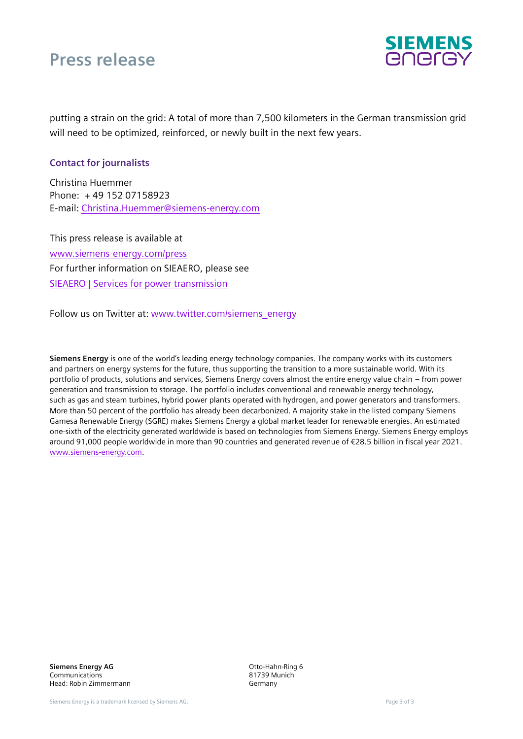putting a strain on the grid: A total of more than 7,500 kilometers in the German transmission grid will need to be optimized, reinforced, or newly built in the next few years.

### Contact for journalists

Christina Huemmer
Phone: + 49 152 07158923
E-mail: Christina.Huemmer@siemens-energy.com

This press release is available at
www.siemens-energy.com/press
For further information on SIEAERO, please see
SIEAERO | Services for power transmission

Follow us on Twitter at: www.twitter.com/siemens_energy

**Siemens Energy** is one of the world's leading energy technology companies. The company works with its customers and partners on energy systems for the future, thus supporting the transition to a more sustainable world. With its portfolio of products, solutions and services, Siemens Energy covers almost the entire energy value chain – from power generation and transmission to storage. The portfolio includes conventional and renewable energy technology, such as gas and steam turbines, hybrid power plants operated with hydrogen, and power generators and transformers. More than 50 percent of the portfolio has already been decarbonized. A majority stake in the listed company Siemens Gamesa Renewable Energy (SGRE) makes Siemens Energy a global market leader for renewable energies. An estimated one-sixth of the electricity generated worldwide is based on technologies from Siemens Energy. Siemens Energy employs around 91,000 people worldwide in more than 90 countries and generated revenue of €28.5 billion in fiscal year 2021. www.siemens-energy.com.

**Siemens Energy AG**
Communications
Head: Robin Zimmermann

Otto-Hahn-Ring 6
81739 Munich
Germany

Siemens Energy is a trademark licensed by Siemens AG.